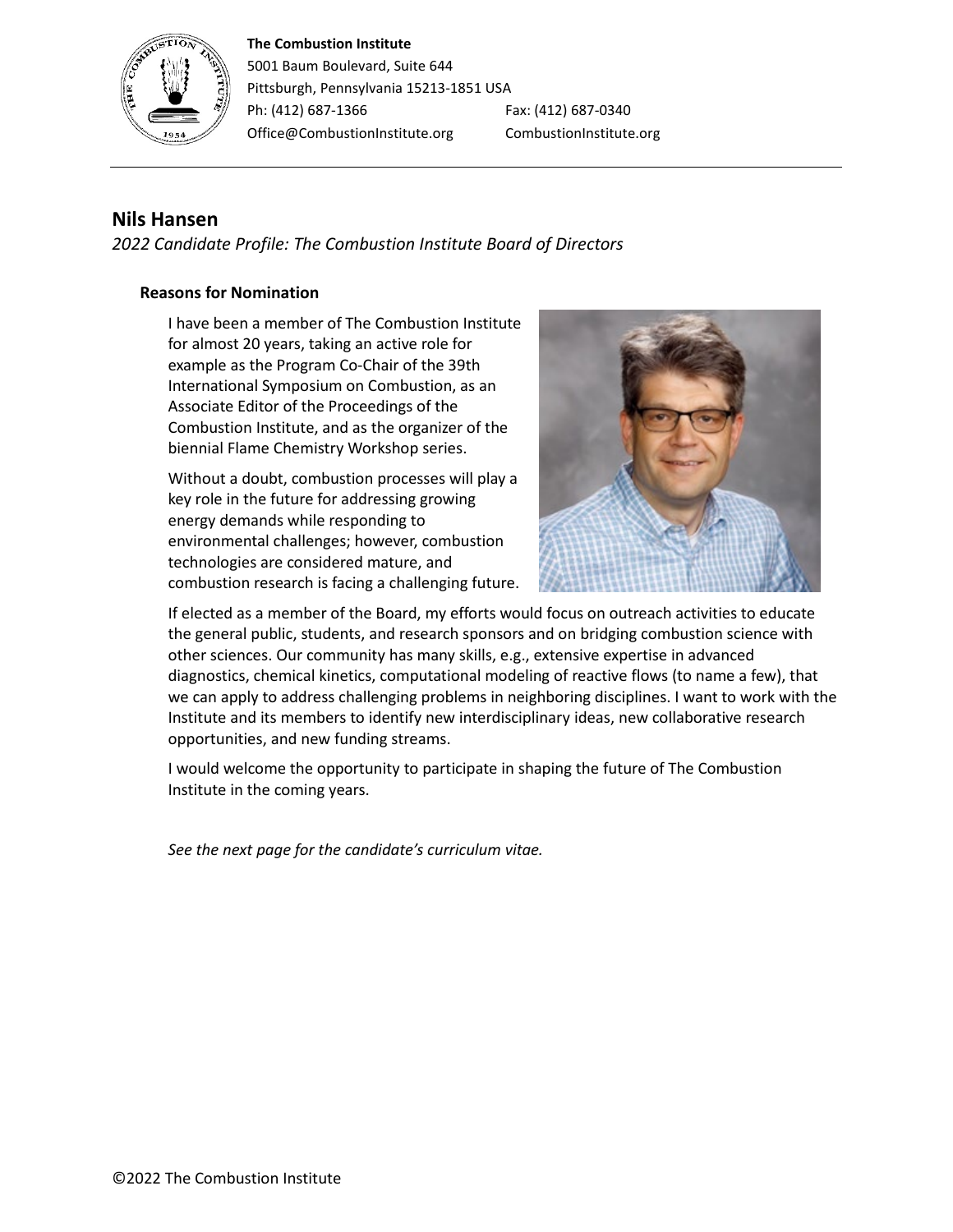**The Combustion Institute**
5001 Baum Boulevard, Suite 644
Pittsburgh, Pennsylvania 15213-1851 USA
Ph: (412) 687-1366    Fax: (412) 687-0340
Office@CombustionInstitute.org    CombustionInstitute.org

## Nils Hansen

*2022 Candidate Profile: The Combustion Institute Board of Directors*

### Reasons for Nomination

I have been a member of The Combustion Institute for almost 20 years, taking an active role for example as the Program Co-Chair of the 39th International Symposium on Combustion, as an Associate Editor of the Proceedings of the Combustion Institute, and as the organizer of the biennial Flame Chemistry Workshop series.

Without a doubt, combustion processes will play a key role in the future for addressing growing energy demands while responding to environmental challenges; however, combustion technologies are considered mature, and combustion research is facing a challenging future. If elected as a member of the Board, my efforts would focus on outreach activities to educate the general public, students, and research sponsors and on bridging combustion science with other sciences. Our community has many skills, e.g., extensive expertise in advanced diagnostics, chemical kinetics, computational modeling of reactive flows (to name a few), that we can apply to address challenging problems in neighboring disciplines. I want to work with the Institute and its members to identify new interdisciplinary ideas, new collaborative research opportunities, and new funding streams.

I would welcome the opportunity to participate in shaping the future of The Combustion Institute in the coming years.

*See the next page for the candidate's curriculum vitae.*

©2022 The Combustion Institute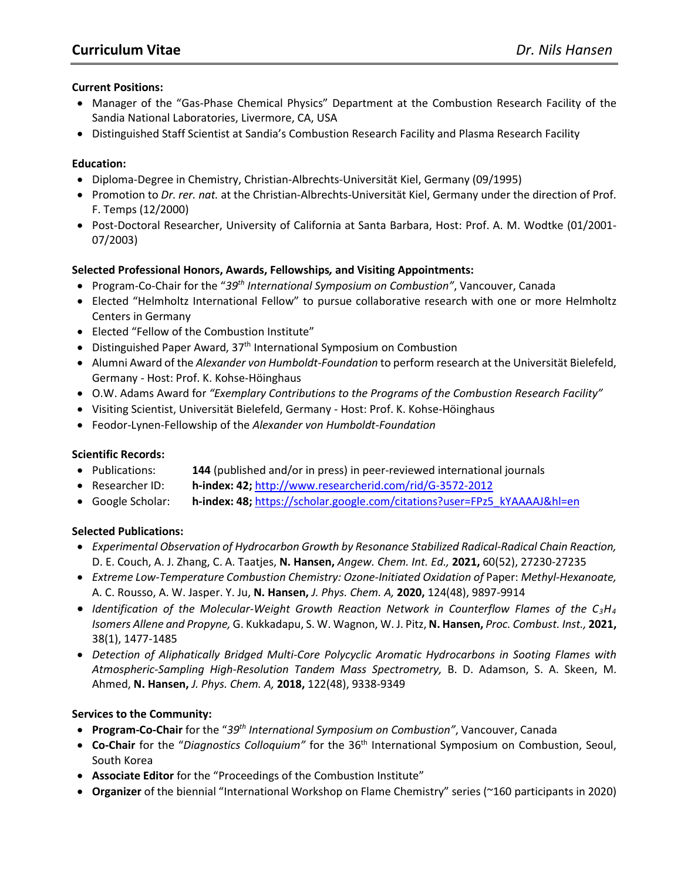# Curriculum Vitae *Dr. Nils Hansen*

**Current Positions:**

- Manager of the "Gas-Phase Chemical Physics" Department at the Combustion Research Facility of the Sandia National Laboratories, Livermore, CA, USA
- Distinguished Staff Scientist at Sandia's Combustion Research Facility and Plasma Research Facility

**Education:**

- Diploma-Degree in Chemistry, Christian-Albrechts-Universität Kiel, Germany (09/1995)
- Promotion to *Dr. rer. nat.* at the Christian-Albrechts-Universität Kiel, Germany under the direction of Prof. F. Temps (12/2000)
- Post-Doctoral Researcher, University of California at Santa Barbara, Host: Prof. A. M. Wodtke (01/2001-07/2003)

**Selected Professional Honors, Awards, Fellowships, and Visiting Appointments:**

- Program-Co-Chair for the "*39th International Symposium on Combustion"*, Vancouver, Canada
- Elected "Helmholtz International Fellow" to pursue collaborative research with one or more Helmholtz Centers in Germany
- Elected "Fellow of the Combustion Institute"
- Distinguished Paper Award, 37th International Symposium on Combustion
- Alumni Award of the *Alexander von Humboldt-Foundation* to perform research at the Universität Bielefeld, Germany - Host: Prof. K. Kohse-Höinghaus
- O.W. Adams Award for *"Exemplary Contributions to the Programs of the Combustion Research Facility"*
- Visiting Scientist, Universität Bielefeld, Germany - Host: Prof. K. Kohse-Höinghaus
- Feodor-Lynen-Fellowship of the *Alexander von Humboldt-Foundation*

**Scientific Records:**

- Publications: **144** (published and/or in press) in peer-reviewed international journals
- Researcher ID: **h-index: 42;** http://www.researcherid.com/rid/G-3572-2012
- Google Scholar: **h-index: 48;** https://scholar.google.com/citations?user=FPz5_kYAAAAJ&hl=en

**Selected Publications:**

- *Experimental Observation of Hydrocarbon Growth by Resonance Stabilized Radical-Radical Chain Reaction,* D. E. Couch, A. J. Zhang, C. A. Taatjes, **N. Hansen,** *Angew. Chem. Int. Ed.,* **2021,** 60(52), 27230-27235
- *Extreme Low-Temperature Combustion Chemistry: Ozone-Initiated Oxidation of* Paper: *Methyl-Hexanoate,* A. C. Rousso, A. W. Jasper. Y. Ju, **N. Hansen,** *J. Phys. Chem. A,* **2020,** 124(48), 9897-9914
- *Identification of the Molecular-Weight Growth Reaction Network in Counterflow Flames of the $C_3H_4$ Isomers Allene and Propyne,* G. Kukkadapu, S. W. Wagnon, W. J. Pitz, **N. Hansen,** *Proc. Combust. Inst.,* **2021,** 38(1), 1477-1485
- *Detection of Aliphatically Bridged Multi-Core Polycyclic Aromatic Hydrocarbons in Sooting Flames with Atmospheric-Sampling High-Resolution Tandem Mass Spectrometry,* B. D. Adamson, S. A. Skeen, M. Ahmed, **N. Hansen,** *J. Phys. Chem. A,* **2018,** 122(48), 9338-9349

**Services to the Community:**

- **Program-Co-Chair** for the "*39th International Symposium on Combustion"*, Vancouver, Canada
- **Co-Chair** for the "*Diagnostics Colloquium"* for the 36th International Symposium on Combustion, Seoul, South Korea
- **Associate Editor** for the "Proceedings of the Combustion Institute"
- **Organizer** of the biennial "International Workshop on Flame Chemistry" series (~160 participants in 2020)